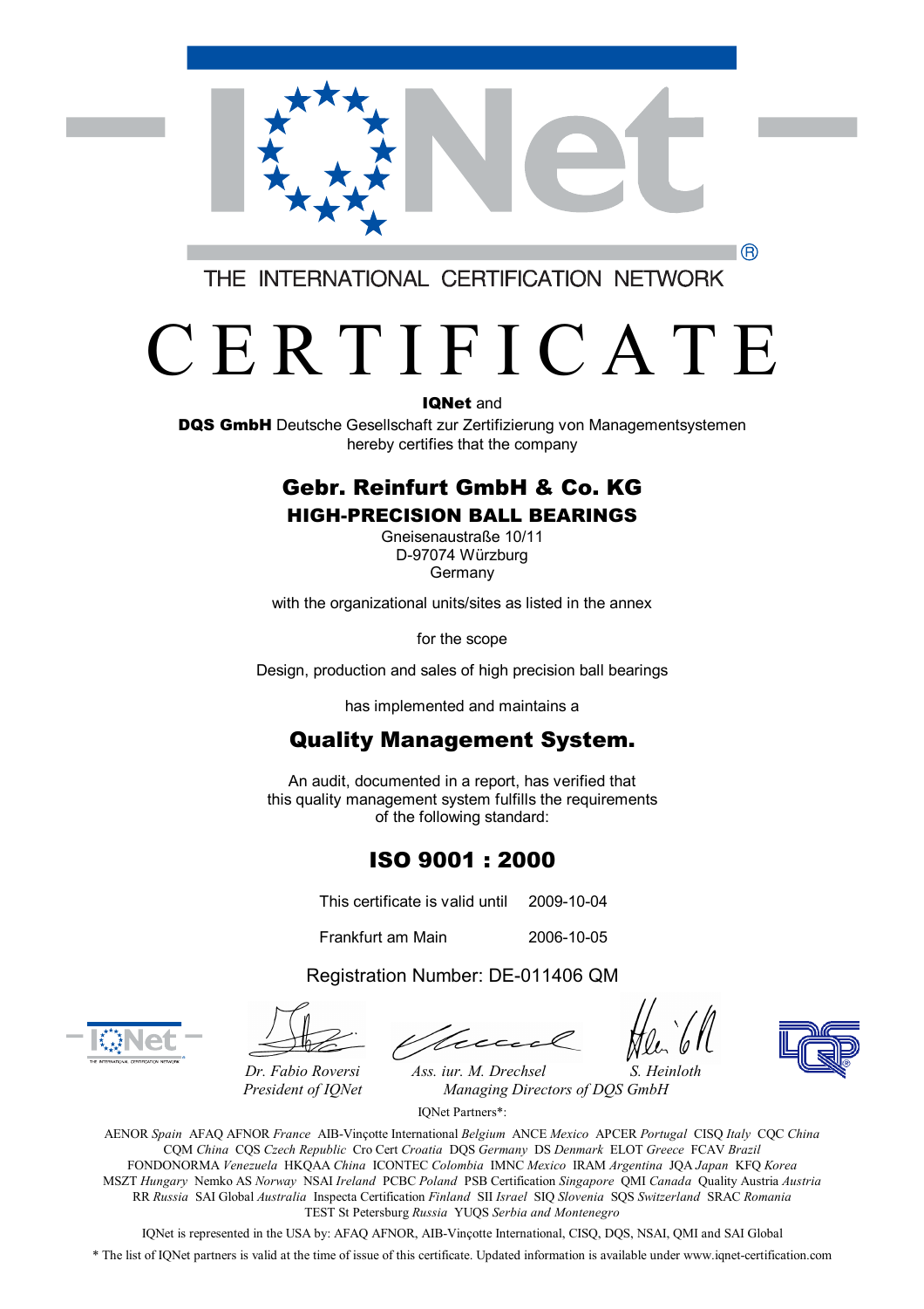THE INTERNATIONAL CERTIFICATION NETWORK

# CERTIFICATE

**IQNet** and
**DQS GmbH** Deutsche Gesellschaft zur Zertifizierung von Managementsystemen
hereby certifies that the company

## Gebr. Reinfurt GmbH & Co. KG
### HIGH-PRECISION BALL BEARINGS

Gneisenaustraße 10/11
D-97074 Würzburg
Germany

with the organizational units/sites as listed in the annex

for the scope

Design, production and sales of high precision ball bearings

has implemented and maintains a

## Quality Management System.

An audit, documented in a report, has verified that
this quality management system fulfills the requirements
of the following standard:

## ISO 9001 : 2000

This certificate is valid until 2009-10-04

Frankfurt am Main 2006-10-05

Registration Number: DE-011406 QM

*Dr. Fabio Roversi*
*President of IQNet*

*Ass. iur. M. Drechsel* *S. Heinloth*
*Managing Directors of DQS GmbH*

IQNet Partners*:

AENOR *Spain* AFAQ AFNOR *France* AIB-Vinçotte International *Belgium* ANCE *Mexico* APCER *Portugal* CISQ *Italy* CQC *China* CQM *China* CQS *Czech Republic* Cro Cert *Croatia* DQS *Germany* DS *Denmark* ELOT *Greece* FCAV *Brazil* FONDONORMA *Venezuela* HKQAA *China* ICONTEC *Colombia* IMNC *Mexico* IRAM *Argentina* JQA *Japan* KFQ *Korea* MSZT *Hungary* Nemko AS *Norway* NSAI *Ireland* PCBC *Poland* PSB Certification *Singapore* QMI *Canada* Quality Austria *Austria* RR *Russia* SAI Global *Australia* Inspecta Certification *Finland* SII *Israel* SIQ *Slovenia* SQS *Switzerland* SRAC *Romania* TEST St Petersburg *Russia* YUQS *Serbia and Montenegro*

IQNet is represented in the USA by: AFAQ AFNOR, AIB-Vinçotte International, CISQ, DQS, NSAI, QMI and SAI Global

* The list of IQNet partners is valid at the time of issue of this certificate. Updated information is available under www.iqnet-certification.com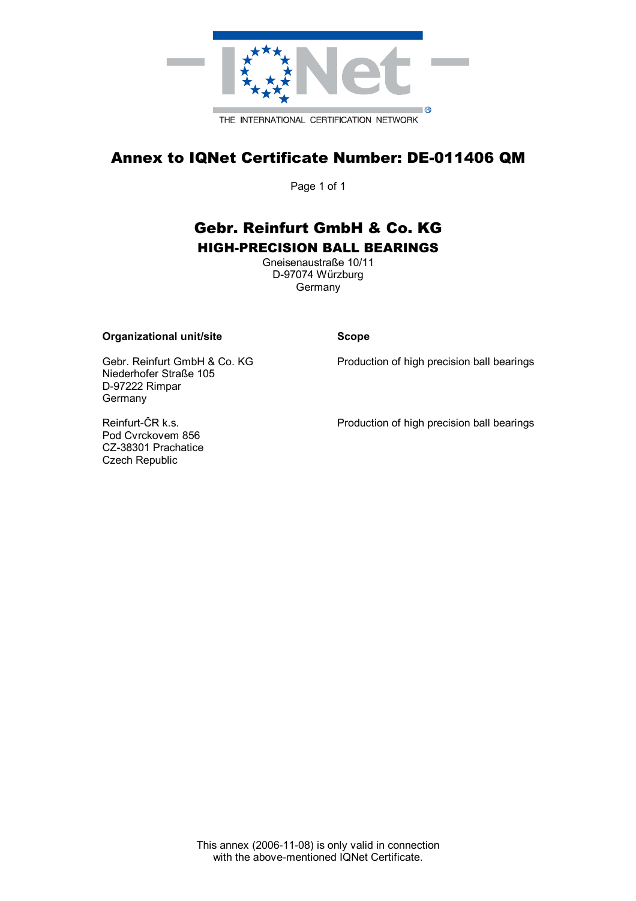THE INTERNATIONAL CERTIFICATION NETWORK

# Annex to IQNet Certificate Number: DE-011406 QM

Page 1 of 1

## Gebr. Reinfurt GmbH & Co. KG

### HIGH-PRECISION BALL BEARINGS

Gneisenaustraße 10/11
D-97074 Würzburg
Germany

| Organizational unit/site | Scope |
|---|---|
| Gebr. Reinfurt GmbH & Co. KG<br>Niederhofer Straße 105<br>D-97222 Rimpar<br>Germany | Production of high precision ball bearings |
| Reinfurt-ČR k.s.<br>Pod Cvrckovem 856<br>CZ-38301 Prachatice<br>Czech Republic | Production of high precision ball bearings |

This annex (2006-11-08) is only valid in connection with the above-mentioned IQNet Certificate.